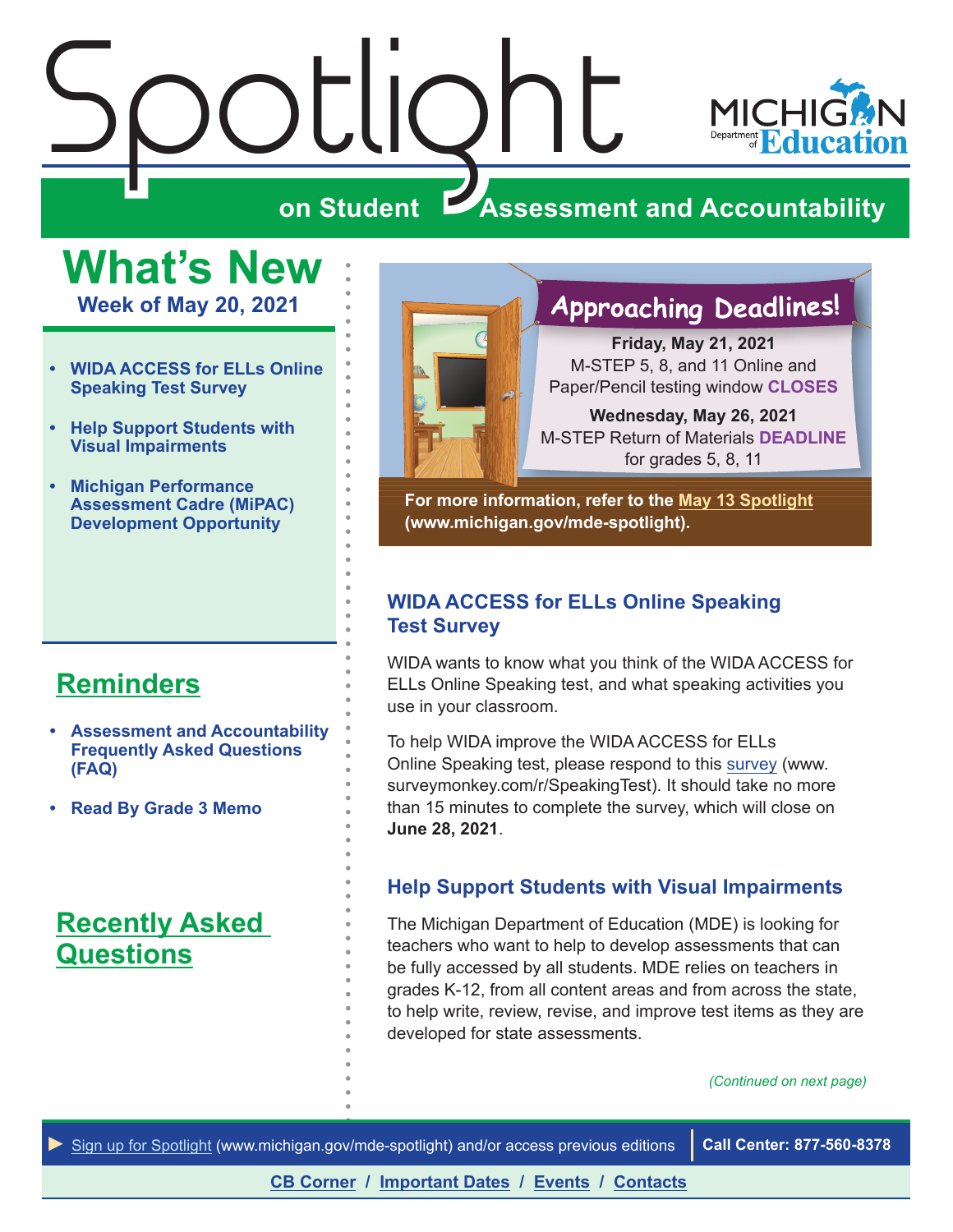# Spotlight

## on Student Assessment and Accountability

MICHIGAN Department of Education

## What's New

**Week of May 20, 2021**

- **WIDA ACCESS for ELLs Online Speaking Test Survey**
- **Help Support Students with Visual Impairments**
- **Michigan Performance Assessment Cadre (MiPAC) Development Opportunity**

## Reminders

- **Assessment and Accountability Frequently Asked Questions (FAQ)**
- **Read By Grade 3 Memo**

## Recently Asked Questions

### Approaching Deadlines!

**Friday, May 21, 2021**
M-STEP 5, 8, and 11 Online and Paper/Pencil testing window **CLOSES**

**Wednesday, May 26, 2021**
M-STEP Return of Materials **DEADLINE** for grades 5, 8, 11

**For more information, refer to the May 13 Spotlight (www.michigan.gov/mde-spotlight).**

### WIDA ACCESS for ELLs Online Speaking Test Survey

WIDA wants to know what you think of the WIDA ACCESS for ELLs Online Speaking test, and what speaking activities you use in your classroom.

To help WIDA improve the WIDA ACCESS for ELLs Online Speaking test, please respond to this survey (www.surveymonkey.com/r/SpeakingTest). It should take no more than 15 minutes to complete the survey, which will close on **June 28, 2021**.

### Help Support Students with Visual Impairments

The Michigan Department of Education (MDE) is looking for teachers who want to help to develop assessments that can be fully accessed by all students. MDE relies on teachers in grades K-12, from all content areas and from across the state, to help write, review, revise, and improve test items as they are developed for state assessments.

*(Continued on next page)*

► Sign up for Spotlight (www.michigan.gov/mde-spotlight) and/or access previous editions | **Call Center: 877-560-8378**

**CB Corner / Important Dates / Events / Contacts**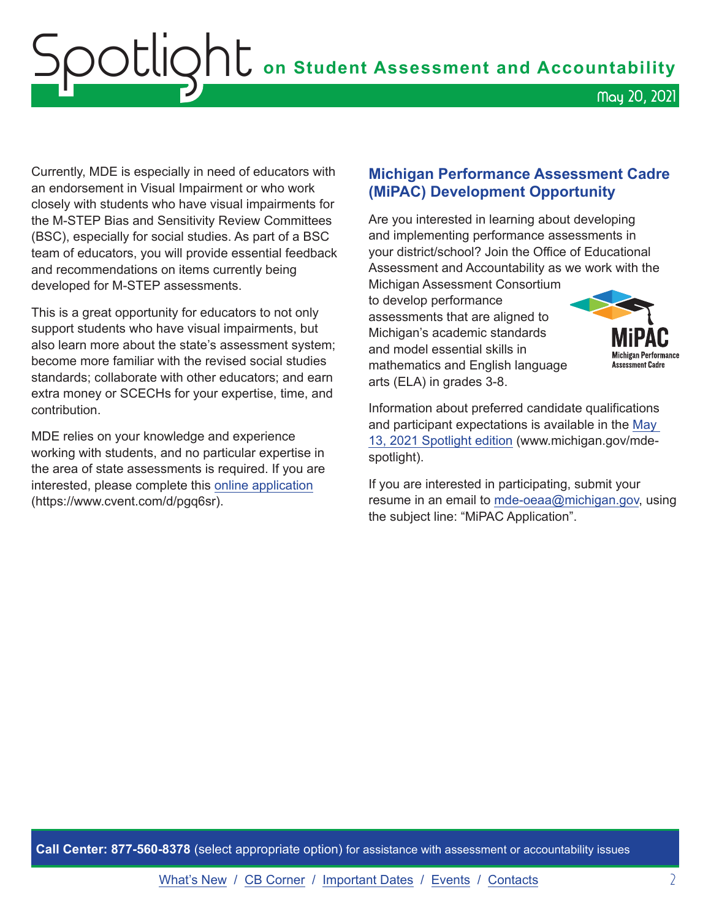Currently, MDE is especially in need of educators with an endorsement in Visual Impairment or who work closely with students who have visual impairments for the M-STEP Bias and Sensitivity Review Committees (BSC), especially for social studies. As part of a BSC team of educators, you will provide essential feedback and recommendations on items currently being developed for M-STEP assessments.

This is a great opportunity for educators to not only support students who have visual impairments, but also learn more about the state's assessment system; become more familiar with the revised social studies standards; collaborate with other educators; and earn extra money or SCECHs for your expertise, time, and contribution.

MDE relies on your knowledge and experience working with students, and no particular expertise in the area of state assessments is required. If you are interested, please complete this online application (https://www.cvent.com/d/pgq6sr).

## Michigan Performance Assessment Cadre (MiPAC) Development Opportunity

Are you interested in learning about developing and implementing performance assessments in your district/school? Join the Office of Educational Assessment and Accountability as we work with the Michigan Assessment Consortium to develop performance assessments that are aligned to Michigan's academic standards and model essential skills in mathematics and English language arts (ELA) in grades 3-8.

Information about preferred candidate qualifications and participant expectations is available in the May 13, 2021 Spotlight edition (www.michigan.gov/mde-spotlight).

If you are interested in participating, submit your resume in an email to mde-oeaa@michigan.gov, using the subject line: "MiPAC Application".

**Call Center: 877-560-8378** (select appropriate option) for assistance with assessment or accountability issues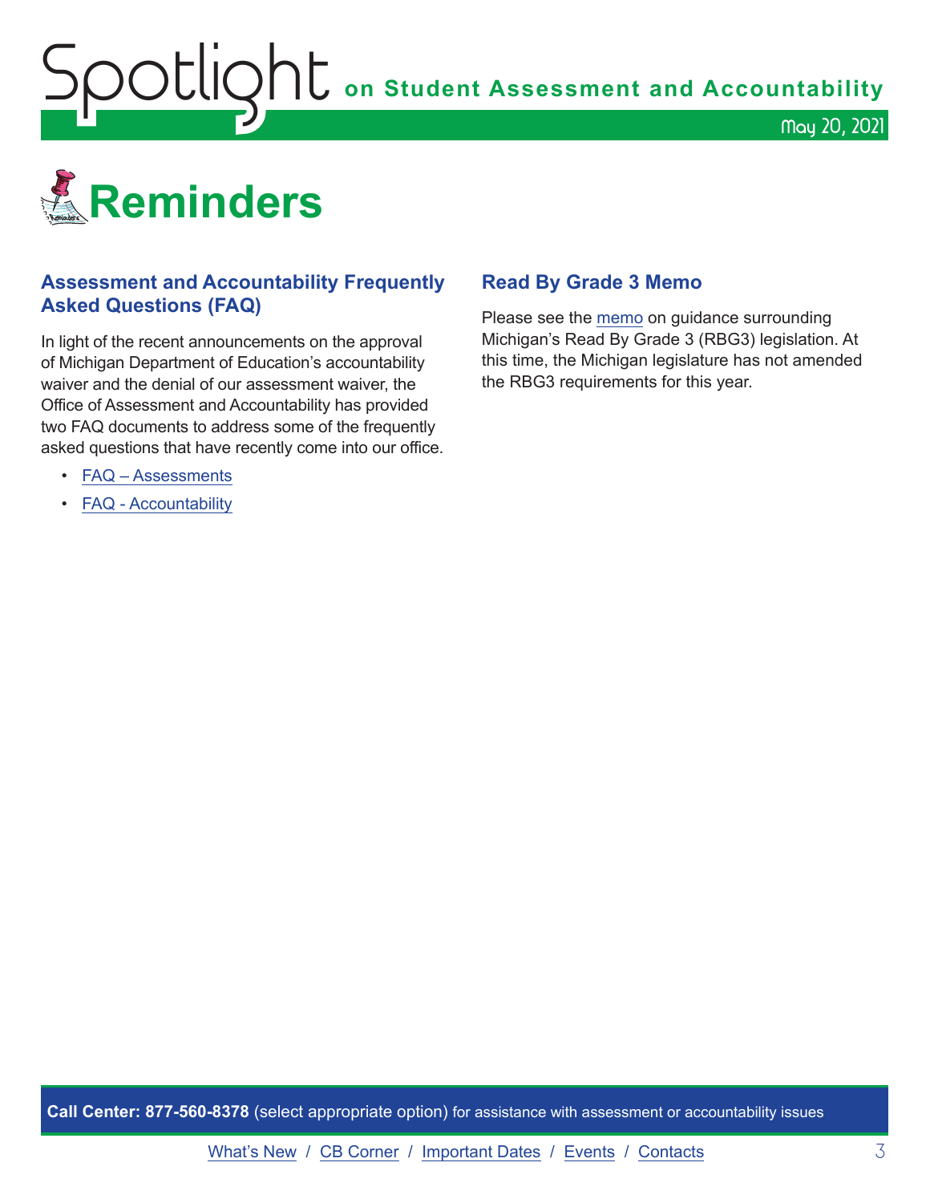# Reminders

## Assessment and Accountability Frequently Asked Questions (FAQ)

In light of the recent announcements on the approval of Michigan Department of Education's accountability waiver and the denial of our assessment waiver, the Office of Assessment and Accountability has provided two FAQ documents to address some of the frequently asked questions that have recently come into our office.

- FAQ – Assessments
- FAQ - Accountability

## Read By Grade 3 Memo

Please see the memo on guidance surrounding Michigan's Read By Grade 3 (RBG3) legislation. At this time, the Michigan legislature has not amended the RBG3 requirements for this year.

**Call Center: 877-560-8378** (select appropriate option) for assistance with assessment or accountability issues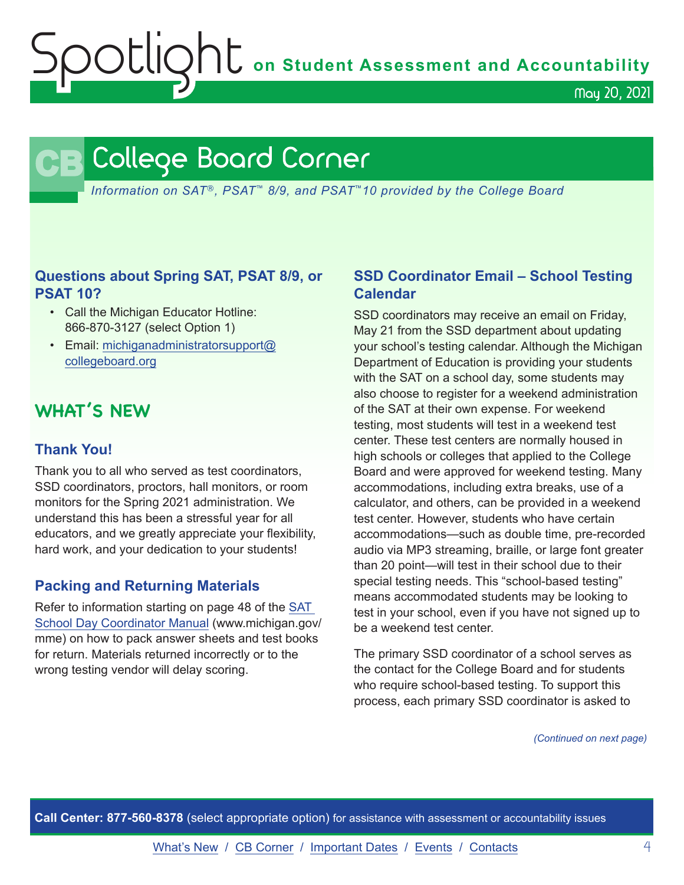# College Board Corner

*Information on SAT®, PSAT™ 8/9, and PSAT™10 provided by the College Board*

### Questions about Spring SAT, PSAT 8/9, or PSAT 10?

- Call the Michigan Educator Hotline: 866-870-3127 (select Option 1)
- Email: michiganadministratorsupport@collegeboard.org

## WHAT'S NEW

### Thank You!

Thank you to all who served as test coordinators, SSD coordinators, proctors, hall monitors, or room monitors for the Spring 2021 administration. We understand this has been a stressful year for all educators, and we greatly appreciate your flexibility, hard work, and your dedication to your students!

### Packing and Returning Materials

Refer to information starting on page 48 of the SAT School Day Coordinator Manual (www.michigan.gov/mme) on how to pack answer sheets and test books for return. Materials returned incorrectly or to the wrong testing vendor will delay scoring.

### SSD Coordinator Email – School Testing Calendar

SSD coordinators may receive an email on Friday, May 21 from the SSD department about updating your school's testing calendar. Although the Michigan Department of Education is providing your students with the SAT on a school day, some students may also choose to register for a weekend administration of the SAT at their own expense. For weekend testing, most students will test in a weekend test center. These test centers are normally housed in high schools or colleges that applied to the College Board and were approved for weekend testing. Many accommodations, including extra breaks, use of a calculator, and others, can be provided in a weekend test center. However, students who have certain accommodations—such as double time, pre-recorded audio via MP3 streaming, braille, or large font greater than 20 point—will test in their school due to their special testing needs. This "school-based testing" means accommodated students may be looking to test in your school, even if you have not signed up to be a weekend test center.

The primary SSD coordinator of a school serves as the contact for the College Board and for students who require school-based testing. To support this process, each primary SSD coordinator is asked to

*(Continued on next page)*

**Call Center: 877-560-8378** (select appropriate option) for assistance with assessment or accountability issues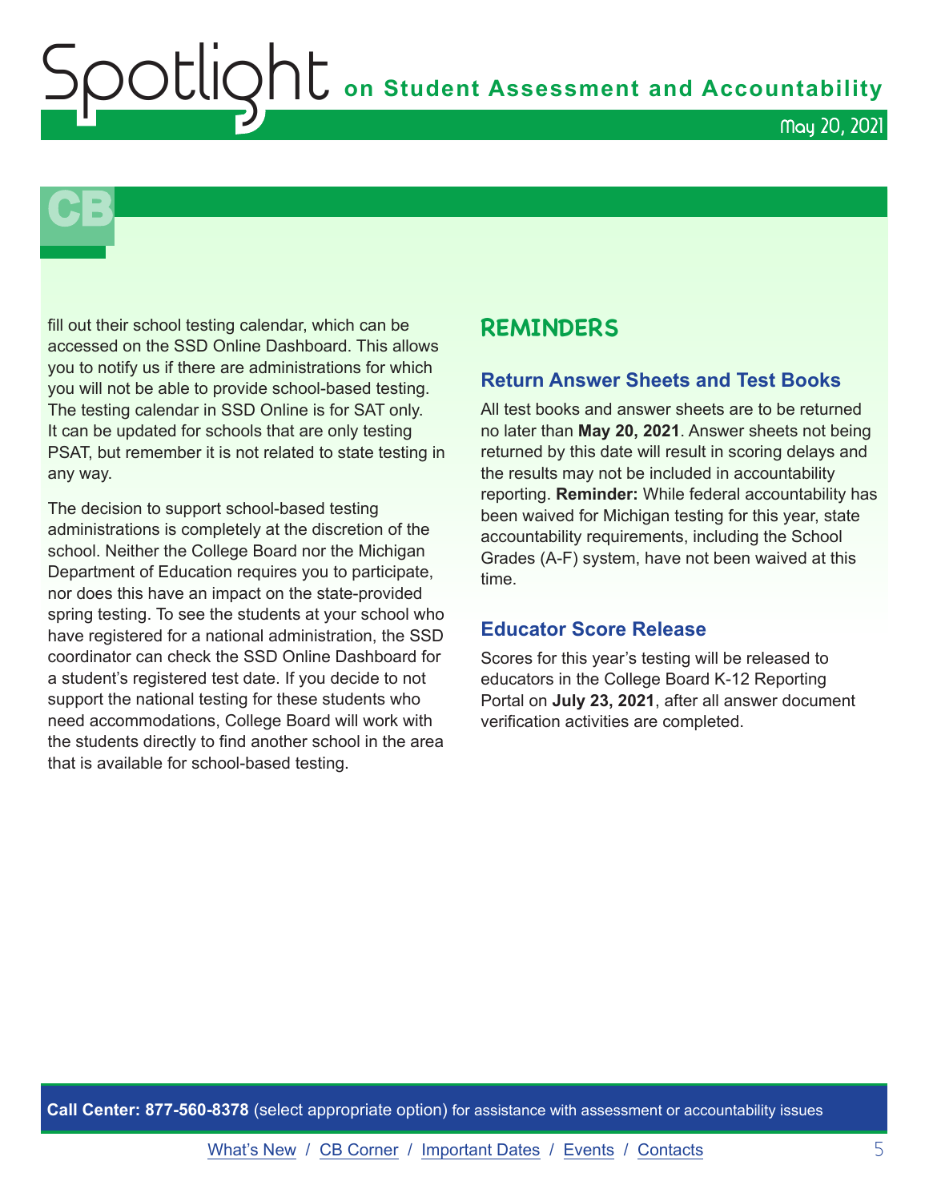fill out their school testing calendar, which can be accessed on the SSD Online Dashboard. This allows you to notify us if there are administrations for which you will not be able to provide school-based testing. The testing calendar in SSD Online is for SAT only. It can be updated for schools that are only testing PSAT, but remember it is not related to state testing in any way.

The decision to support school-based testing administrations is completely at the discretion of the school. Neither the College Board nor the Michigan Department of Education requires you to participate, nor does this have an impact on the state-provided spring testing. To see the students at your school who have registered for a national administration, the SSD coordinator can check the SSD Online Dashboard for a student's registered test date. If you decide to not support the national testing for these students who need accommodations, College Board will work with the students directly to find another school in the area that is available for school-based testing.

## REMINDERS

### Return Answer Sheets and Test Books

All test books and answer sheets are to be returned no later than **May 20, 2021**. Answer sheets not being returned by this date will result in scoring delays and the results may not be included in accountability reporting. **Reminder:** While federal accountability has been waived for Michigan testing for this year, state accountability requirements, including the School Grades (A-F) system, have not been waived at this time.

### Educator Score Release

Scores for this year's testing will be released to educators in the College Board K-12 Reporting Portal on **July 23, 2021**, after all answer document verification activities are completed.

**Call Center: 877-560-8378** (select appropriate option) for assistance with assessment or accountability issues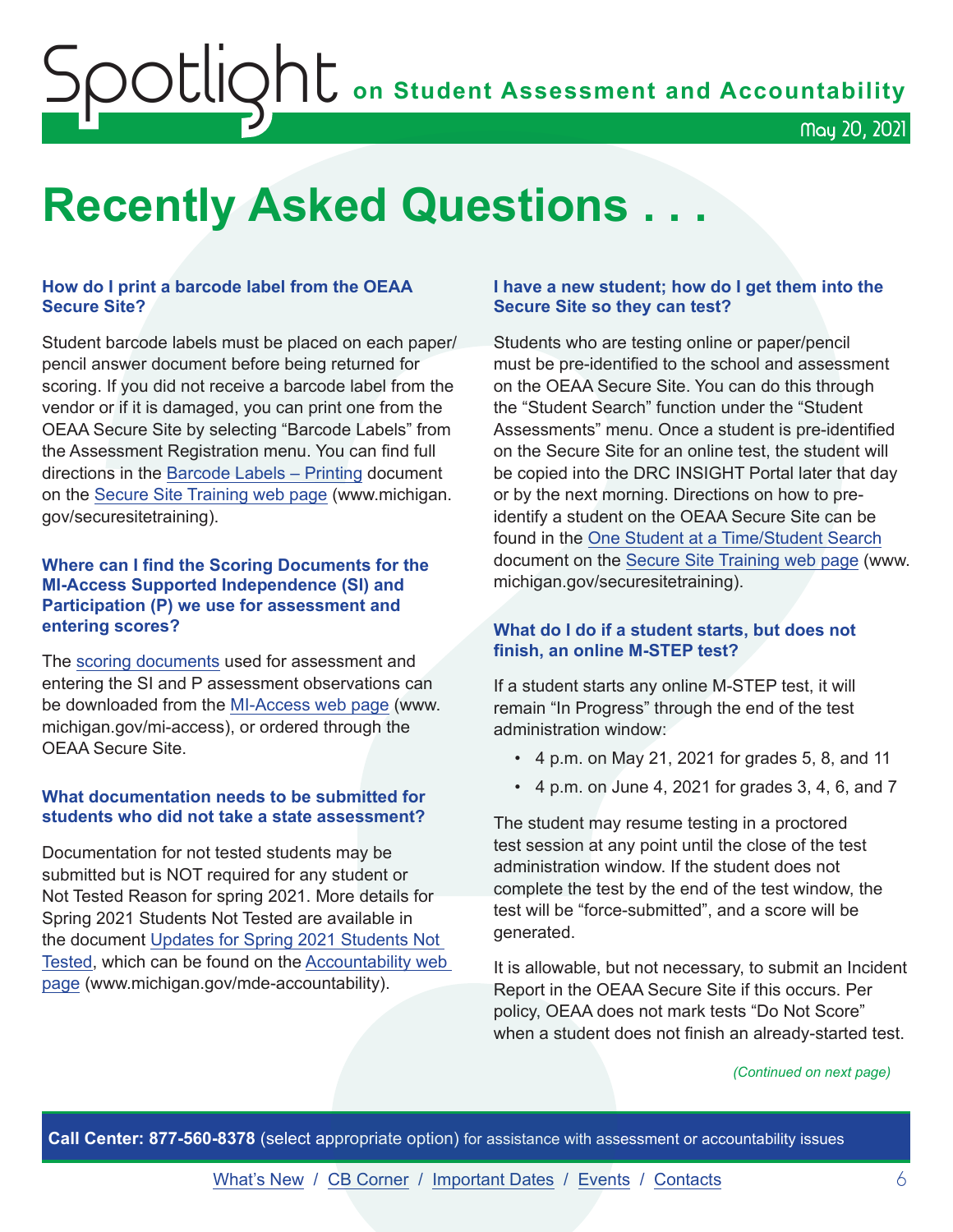# Recently Asked Questions . . .

### How do I print a barcode label from the OEAA Secure Site?

Student barcode labels must be placed on each paper/pencil answer document before being returned for scoring. If you did not receive a barcode label from the vendor or if it is damaged, you can print one from the OEAA Secure Site by selecting "Barcode Labels" from the Assessment Registration menu. You can find full directions in the Barcode Labels – Printing document on the Secure Site Training web page (www.michigan.gov/securesitetraining).

### Where can I find the Scoring Documents for the MI-Access Supported Independence (SI) and Participation (P) we use for assessment and entering scores?

The scoring documents used for assessment and entering the SI and P assessment observations can be downloaded from the MI-Access web page (www.michigan.gov/mi-access), or ordered through the OEAA Secure Site.

### What documentation needs to be submitted for students who did not take a state assessment?

Documentation for not tested students may be submitted but is NOT required for any student or Not Tested Reason for spring 2021. More details for Spring 2021 Students Not Tested are available in the document Updates for Spring 2021 Students Not Tested, which can be found on the Accountability web page (www.michigan.gov/mde-accountability).

### I have a new student; how do I get them into the Secure Site so they can test?

Students who are testing online or paper/pencil must be pre-identified to the school and assessment on the OEAA Secure Site. You can do this through the "Student Search" function under the "Student Assessments" menu. Once a student is pre-identified on the Secure Site for an online test, the student will be copied into the DRC INSIGHT Portal later that day or by the next morning. Directions on how to pre-identify a student on the OEAA Secure Site can be found in the One Student at a Time/Student Search document on the Secure Site Training web page (www.michigan.gov/securesitetraining).

### What do I do if a student starts, but does not finish, an online M-STEP test?

If a student starts any online M-STEP test, it will remain "In Progress" through the end of the test administration window:

- 4 p.m. on May 21, 2021 for grades 5, 8, and 11
- 4 p.m. on June 4, 2021 for grades 3, 4, 6, and 7

The student may resume testing in a proctored test session at any point until the close of the test administration window. If the student does not complete the test by the end of the test window, the test will be "force-submitted", and a score will be generated.

It is allowable, but not necessary, to submit an Incident Report in the OEAA Secure Site if this occurs. Per policy, OEAA does not mark tests "Do Not Score" when a student does not finish an already-started test.

*(Continued on next page)*

**Call Center: 877-560-8378** (select appropriate option) for assistance with assessment or accountability issues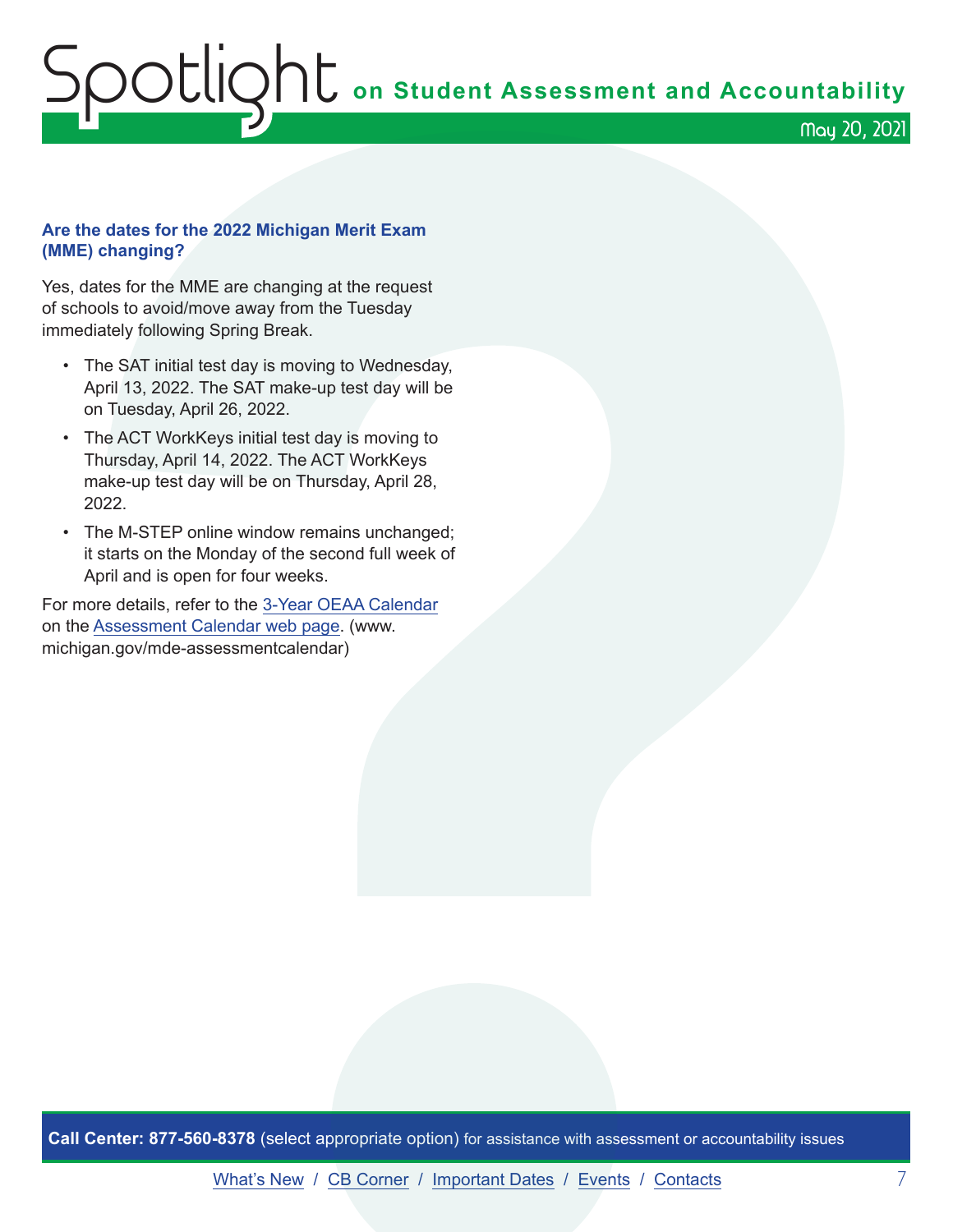### Are the dates for the 2022 Michigan Merit Exam (MME) changing?

Yes, dates for the MME are changing at the request of schools to avoid/move away from the Tuesday immediately following Spring Break.

- The SAT initial test day is moving to Wednesday, April 13, 2022. The SAT make-up test day will be on Tuesday, April 26, 2022.
- The ACT WorkKeys initial test day is moving to Thursday, April 14, 2022. The ACT WorkKeys make-up test day will be on Thursday, April 28, 2022.
- The M-STEP online window remains unchanged; it starts on the Monday of the second full week of April and is open for four weeks.

For more details, refer to the 3-Year OEAA Calendar on the Assessment Calendar web page. (www.michigan.gov/mde-assessmentcalendar)

**Call Center: 877-560-8378** (select appropriate option) for assistance with assessment or accountability issues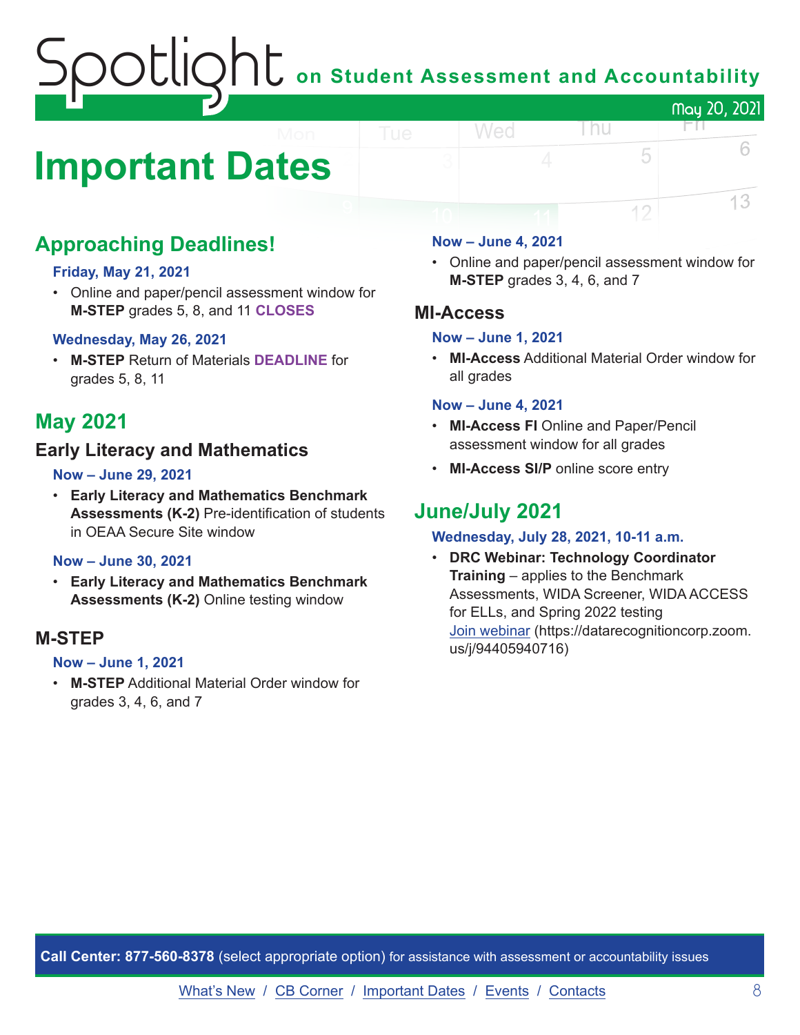# Important Dates

## Approaching Deadlines!

**Friday, May 21, 2021**

- Online and paper/pencil assessment window for **M-STEP** grades 5, 8, and 11 **CLOSES**

**Wednesday, May 26, 2021**

- **M-STEP** Return of Materials **DEADLINE** for grades 5, 8, 11

## May 2021

### Early Literacy and Mathematics

**Now – June 29, 2021**

- **Early Literacy and Mathematics Benchmark Assessments (K-2)** Pre-identification of students in OEAA Secure Site window

**Now – June 30, 2021**

- **Early Literacy and Mathematics Benchmark Assessments (K-2)** Online testing window

### M-STEP

**Now – June 1, 2021**

- **M-STEP** Additional Material Order window for grades 3, 4, 6, and 7

**Now – June 4, 2021**

- Online and paper/pencil assessment window for **M-STEP** grades 3, 4, 6, and 7

### MI-Access

**Now – June 1, 2021**

- **MI-Access** Additional Material Order window for all grades

**Now – June 4, 2021**

- **MI-Access FI** Online and Paper/Pencil assessment window for all grades
- **MI-Access SI/P** online score entry

## June/July 2021

**Wednesday, July 28, 2021, 10-11 a.m.**

- **DRC Webinar: Technology Coordinator Training** – applies to the Benchmark Assessments, WIDA Screener, WIDA ACCESS for ELLs, and Spring 2022 testing
  Join webinar (https://datarecognitioncorp.zoom.us/j/94405940716)

**Call Center: 877-560-8378** (select appropriate option) for assistance with assessment or accountability issues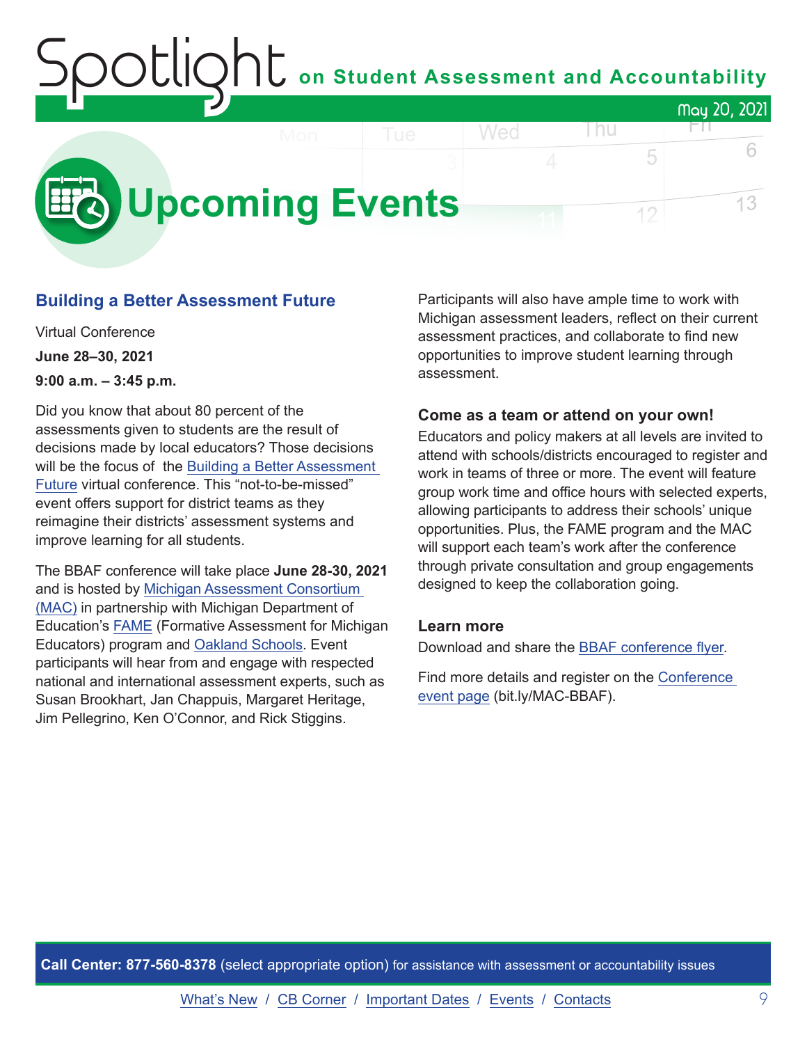# Upcoming Events

## Building a Better Assessment Future

Virtual Conference

**June 28–30, 2021**

**9:00 a.m. – 3:45 p.m.**

Did you know that about 80 percent of the assessments given to students are the result of decisions made by local educators? Those decisions will be the focus of the Building a Better Assessment Future virtual conference. This "not-to-be-missed" event offers support for district teams as they reimagine their districts' assessment systems and improve learning for all students.

The BBAF conference will take place **June 28-30, 2021** and is hosted by Michigan Assessment Consortium (MAC) in partnership with Michigan Department of Education's FAME (Formative Assessment for Michigan Educators) program and Oakland Schools. Event participants will hear from and engage with respected national and international assessment experts, such as Susan Brookhart, Jan Chappuis, Margaret Heritage, Jim Pellegrino, Ken O'Connor, and Rick Stiggins.

Participants will also have ample time to work with Michigan assessment leaders, reflect on their current assessment practices, and collaborate to find new opportunities to improve student learning through assessment.

### Come as a team or attend on your own!

Educators and policy makers at all levels are invited to attend with schools/districts encouraged to register and work in teams of three or more. The event will feature group work time and office hours with selected experts, allowing participants to address their schools' unique opportunities. Plus, the FAME program and the MAC will support each team's work after the conference through private consultation and group engagements designed to keep the collaboration going.

### Learn more

Download and share the BBAF conference flyer.

Find more details and register on the Conference event page (bit.ly/MAC-BBAF).

**Call Center: 877-560-8378** (select appropriate option) for assistance with assessment or accountability issues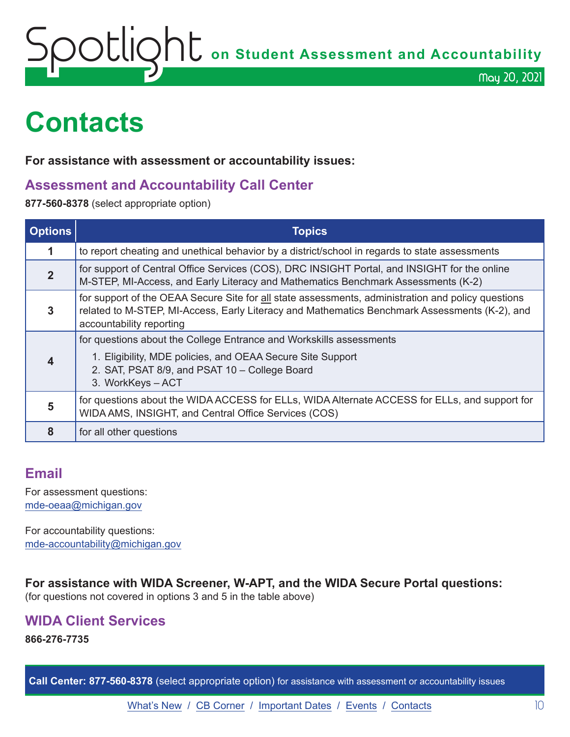# Contacts

**For assistance with assessment or accountability issues:**

## Assessment and Accountability Call Center

**877-560-8378** (select appropriate option)

| Options | Topics |
|---|---|
| **1** | to report cheating and unethical behavior by a district/school in regards to state assessments |
| **2** | for support of Central Office Services (COS), DRC INSIGHT Portal, and INSIGHT for the online M-STEP, MI-Access, and Early Literacy and Mathematics Benchmark Assessments (K-2) |
| **3** | for support of the OEAA Secure Site for all state assessments, administration and policy questions related to M-STEP, MI-Access, Early Literacy and Mathematics Benchmark Assessments (K-2), and accountability reporting |
| **4** | for questions about the College Entrance and Workskills assessments<br>1. Eligibility, MDE policies, and OEAA Secure Site Support<br>2. SAT, PSAT 8/9, and PSAT 10 – College Board<br>3. WorkKeys – ACT |
| **5** | for questions about the WIDA ACCESS for ELLs, WIDA Alternate ACCESS for ELLs, and support for WIDA AMS, INSIGHT, and Central Office Services (COS) |
| **8** | for all other questions |

## Email

For assessment questions:
mde-oeaa@michigan.gov

For accountability questions:
mde-accountability@michigan.gov

**For assistance with WIDA Screener, W-APT, and the WIDA Secure Portal questions:**
(for questions not covered in options 3 and 5 in the table above)

## WIDA Client Services

**866-276-7735**

**Call Center: 877-560-8378** (select appropriate option) for assistance with assessment or accountability issues

What's New / CB Corner / Important Dates / Events / Contacts